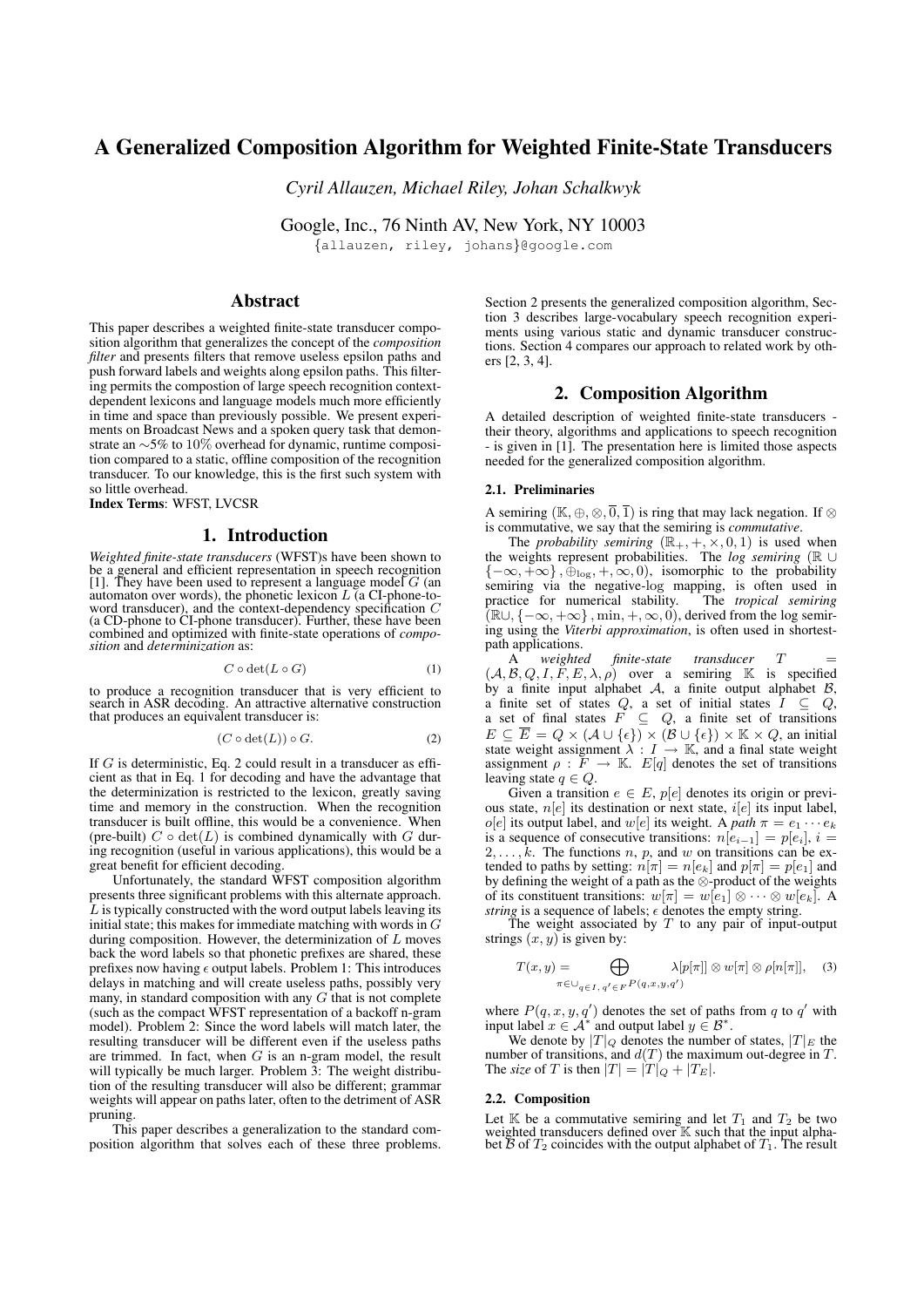# A Generalized Composition Algorithm for Weighted Finite-State Transducers

*Cyril Allauzen, Michael Riley, Johan Schalkwyk*

Google, Inc., 76 Ninth AV, New York, NY 10003

{allauzen, riley, johans}@google.com

## Abstract

This paper describes a weighted finite-state transducer composition algorithm that generalizes the concept of the *composition filter* and presents filters that remove useless epsilon paths and push forward labels and weights along epsilon paths. This filtering permits the compostion of large speech recognition context-dependent lexicons and language models much more efficiently in time and space than previously possible. We present experiments on Broadcast News and a spoken query task that demonstrate an $\sim$5% to 10% overhead for dynamic, runtime composition compared to a static, offline composition of the recognition transducer. To our knowledge, this is the first such system with so little overhead.

**Index Terms**: WFST, LVCSR

## 1. Introduction

*Weighted finite-state transducers* (WFST)s have been shown to be a general and efficient representation in speech recognition [1]. They have been used to represent a language model $G$ (an automaton over words), the phonetic lexicon $L$ (a CI-phone-to-word transducer), and the context-dependency specification $C$ (a CD-phone to CI-phone transducer). Further, these have been combined and optimized with finite-state operations of *composition* and *determinization* as:

$$C \circ \det(L \circ G) \tag{1}$$

to produce a recognition transducer that is very efficient to search in ASR decoding. An attractive alternative construction that produces an equivalent transducer is:

$$(C \circ \det(L)) \circ G. \tag{2}$$

If $G$ is deterministic, Eq. 2 could result in a transducer as efficient as that in Eq. 1 for decoding and have the advantage that the determinization is restricted to the lexicon, greatly saving time and memory in the construction. When the recognition transducer is built offline, this would be a convenience. When (pre-built) $C \circ \det(L)$ is combined dynamically with $G$ during recognition (useful in various applications), this would be a great benefit for efficient decoding.

Unfortunately, the standard WFST composition algorithm presents three significant problems with this alternate approach. $L$ is typically constructed with the word output labels leaving its initial state; this makes for immediate matching with words in $G$ during composition. However, the determinization of $L$ moves back the word labels so that phonetic prefixes are shared, these prefixes now having $\epsilon$ output labels. Problem 1: This introduces delays in matching and will create useless paths, possibly very many, in standard composition with any $G$ that is not complete (such as the compact WFST representation of a backoff n-gram model). Problem 2: Since the word labels will match later, the resulting transducer will be different even if the useless paths are trimmed. In fact, when $G$ is an n-gram model, the result will typically be much larger. Problem 3: The weight distribution of the resulting transducer will also be different; grammar weights will appear on paths later, often to the detriment of ASR pruning.

This paper describes a generalization to the standard composition algorithm that solves each of these three problems. Section 2 presents the generalized composition algorithm, Section 3 describes large-vocabulary speech recognition experiments using various static and dynamic transducer constructions. Section 4 compares our approach to related work by others [2, 3, 4].

## 2. Composition Algorithm

A detailed description of weighted finite-state transducers - their theory, algorithms and applications to speech recognition - is given in [1]. The presentation here is limited those aspects needed for the generalized composition algorithm.

### 2.1. Preliminaries

A semiring $(\mathbb{K}, \oplus, \otimes, \overline{0}, \overline{1})$ is ring that may lack negation. If $\otimes$ is commutative, we say that the semiring is *commutative*.

The *probability semiring* $(\mathbb{R}_+, +, \times, 0, 1)$ is used when the weights represent probabilities. The *log semiring* $(\mathbb{R} \cup \{-\infty, +\infty\}, \oplus_{\log}, +, \infty, 0)$, isomorphic to the probability semiring via the negative-log mapping, is often used in practice for numerical stability. The *tropical semiring* $(\mathbb{R} \cup, \{-\infty, +\infty\}, \min, +, \infty, 0)$, derived from the log semiring using the *Viterbi approximation*, is often used in shortest-path applications.

A *weighted finite-state transducer* $T = (\mathcal{A}, \mathcal{B}, Q, I, F, E, \lambda, \rho)$ over a semiring $\mathbb{K}$ is specified by a finite input alphabet $\mathcal{A}$, a finite output alphabet $\mathcal{B}$, a finite set of states $Q$, a set of initial states $I \subseteq Q$, a set of final states $F \subseteq Q$, a finite set of transitions $E \subseteq \overline{E} = Q \times (\mathcal{A} \cup \{\epsilon\}) \times (\mathcal{B} \cup \{\epsilon\}) \times \mathbb{K} \times Q$, an initial state weight assignment $\lambda : I \to \mathbb{K}$, and a final state weight assignment $\rho : F \to \mathbb{K}$. $E[q]$ denotes the set of transitions leaving state $q \in Q$.

Given a transition $e \in E$, $p[e]$ denotes its origin or previous state, $n[e]$ its destination or next state, $i[e]$ its input label, $o[e]$ its output label, and $w[e]$ its weight. A *path* $\pi = e_1 \cdots e_k$ is a sequence of consecutive transitions: $n[e_{i-1}] = p[e_i]$, $i = 2, \ldots, k$. The functions $n$, $p$, and $w$ on transitions can be extended to paths by setting: $n[\pi] = n[e_k]$ and $p[\pi] = p[e_1]$ and by defining the weight of a path as the $\otimes$-product of the weights of its constituent transitions: $w[\pi] = w[e_1] \otimes \cdots \otimes w[e_k]$. A *string* is a sequence of labels; $\epsilon$ denotes the empty string.

The weight associated by $T$ to any pair of input-output strings $(x, y)$ is given by:

$$T(x, y) = \bigoplus_{\pi \in \cup_{q \in I,\, q' \in F} P(q, x, y, q')} \lambda[p[\pi]] \otimes w[\pi] \otimes \rho[n[\pi]], \tag{3}$$

where $P(q, x, y, q')$ denotes the set of paths from $q$ to $q'$ with input label $x \in \mathcal{A}^*$ and output label $y \in \mathcal{B}^*$.

We denote by $|T|_Q$ denotes the number of states, $|T|_E$ the number of transitions, and $d(T)$ the maximum out-degree in $T$. The *size* of $T$ is then $|T| = |T|_Q + |T_E|$.

### 2.2. Composition

Let $\mathbb{K}$ be a commutative semiring and let $T_1$ and $T_2$ be two weighted transducers defined over $\mathbb{K}$ such that the input alphabet $\mathcal{B}$ of $T_2$ coincides with the output alphabet of $T_1$. The result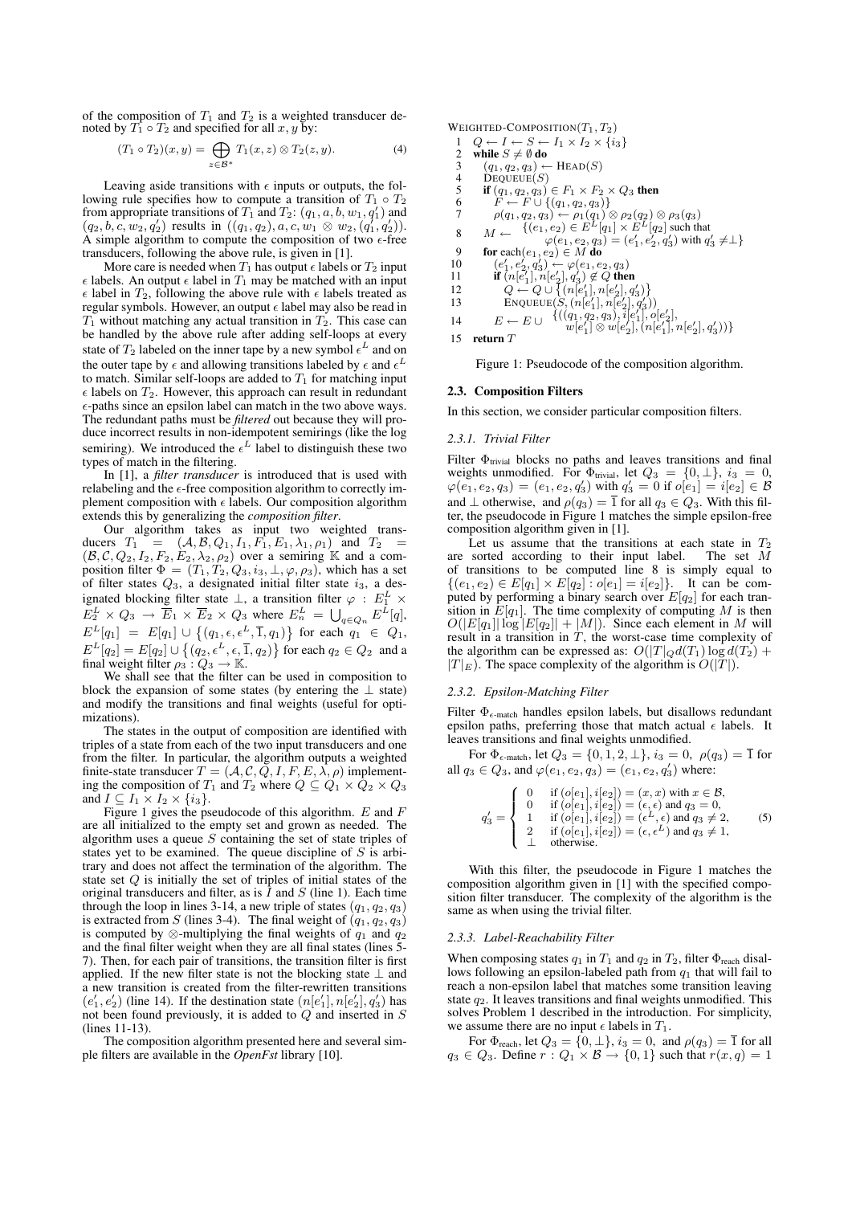of the composition of $T_1$ and $T_2$ is a weighted transducer denoted by $T_1 \circ T_2$ and specified for all $x, y$ by:

$$(T_1 \circ T_2)(x, y) = \bigoplus_{z \in \mathcal{B}^*} T_1(x, z) \otimes T_2(z, y). \tag{4}$$

Leaving aside transitions with $\epsilon$ inputs or outputs, the following rule specifies how to compute a transition of $T_1 \circ T_2$ from appropriate transitions of $T_1$ and $T_2$: $(q_1, a, b, w_1, q_1')$ and $(q_2, b, c, w_2, q_2')$ results in $((q_1, q_2), a, c, w_1 \otimes w_2, (q_1', q_2'))$. A simple algorithm to compute the composition of two $\epsilon$-free transducers, following the above rule, is given in [1].

More care is needed when $T_1$ has output $\epsilon$ labels or $T_2$ input $\epsilon$ labels. An output $\epsilon$ label in $T_1$ may be matched with an input $\epsilon$ label in $T_2$, following the above rule with $\epsilon$ labels treated as regular symbols. However, an output $\epsilon$ label may also be read in $T_1$ without matching any actual transition in $T_2$. This case can be handled by the above rule after adding self-loops at every state of $T_2$ labeled on the inner tape by a new symbol $\epsilon^L$ and on the outer tape by $\epsilon$ and allowing transitions labeled by $\epsilon$ and $\epsilon^L$ to match. Similar self-loops are added to $T_1$ for matching input $\epsilon$ labels on $T_2$. However, this approach can result in redundant $\epsilon$-paths since an epsilon label can match in the two above ways. The redundant paths must be *filtered* out because they will produce incorrect results in non-idempotent semirings (like the log semiring). We introduced the $\epsilon^L$ label to distinguish these two types of match in the filtering.

In [1], a *filter transducer* is introduced that is used with relabeling and the $\epsilon$-free composition algorithm to correctly implement composition with $\epsilon$ labels. Our composition algorithm extends this by generalizing the *composition filter*.

Our algorithm takes as input two weighted transducers $T_1 = (\mathcal{A}, \mathcal{B}, Q_1, I_1, F_1, E_1, \lambda_1, \rho_1)$ and $T_2 = (\mathcal{B}, \mathcal{C}, Q_2, I_2, F_2, E_2, \lambda_2, \rho_2)$ over a semiring $\mathbb{K}$ and a composition filter $\Phi = (T_1, T_2, Q_3, i_3, \bot, \varphi, \rho_3)$, which has a set of filter states $Q_3$, a designated initial filter state $i_3$, a designated blocking filter state $\bot$, a transition filter $\varphi : E_1^L \times E_2^L \times Q_3 \rightarrow \overline{E}_1 \times \overline{E}_2 \times Q_3$ where $E_n^L = \bigcup_{q \in Q_n} E^L[q]$, $E^L[q_1] = E[q_1] \cup \{(q_1, \epsilon, \epsilon^L, \overline{1}, q_1)\}$ for each $q_1 \in Q_1$, $E^L[q_2] = E[q_2] \cup \{(q_2, \epsilon^L, \epsilon, \overline{1}, q_2)\}$ for each $q_2 \in Q_2$ and a final weight filter $\rho_3 : Q_3 \rightarrow \mathbb{K}$.

We shall see that the filter can be used in composition to block the expansion of some states (by entering the $\bot$ state) and modify the transitions and final weights (useful for optimizations).

The states in the output of composition are identified with triples of a state from each of the two input transducers and one from the filter. In particular, the algorithm outputs a weighted finite-state transducer $T = (\mathcal{A}, \mathcal{C}, Q, I, F, E, \lambda, \rho)$ implementing the composition of $T_1$ and $T_2$ where $Q \subseteq Q_1 \times Q_2 \times Q_3$ and $I \subseteq I_1 \times I_2 \times \{i_3\}$.

Figure 1 gives the pseudocode of this algorithm. $E$ and $F$ are all initialized to the empty set and grown as needed. The algorithm uses a queue $S$ containing the set of state triples of states yet to be examined. The queue discipline of $S$ is arbitrary and does not affect the termination of the algorithm. The state set $Q$ is initially the set of triples of initial states of the original transducers and filter, as is $I$ and $S$ (line 1). Each time through the loop in lines 3-14, a new triple of states $(q_1, q_2, q_3)$ is extracted from $S$ (lines 3-4). The final weight of $(q_1, q_2, q_3)$ is computed by $\otimes$-multiplying the final weights of $q_1$ and $q_2$ and the final filter weight when they are all final states (lines 5-7). Then, for each pair of transitions, the transition filter is first applied. If the new filter state is not the blocking state $\bot$ and a new transition is created from the filter-rewritten transitions $(e_1', e_2')$ (line 14). If the destination state $(n[e_1'], n[e_2'], q_3')$ has not been found previously, it is added to $Q$ and inserted in $S$ (lines 11-13).

The composition algorithm presented here and several simple filters are available in the *OpenFst* library [10].

```
WEIGHTED-COMPOSITION(T1, T2)
 1  Q ← I ← S ← I1 × I2 × {i3}
 2  while S ≠ ∅ do
 3      (q1, q2, q3) ← HEAD(S)
 4      DEQUEUE(S)
 5      if (q1, q2, q3) ∈ F1 × F2 × Q3 then
 6          F ← F ∪ {(q1, q2, q3)}
 7          ρ(q1, q2, q3) ← ρ1(q1) ⊗ ρ2(q2) ⊗ ρ3(q3)
 8      M ← {(e1, e2) ∈ E^L[q1] × E^L[q2] such that
                φ(e1, e2, q3) = (e1', e2', q3') with q3' ≠ ⊥}
 9      for each(e1, e2) ∈ M do
10          (e1', e2', q3') ← φ(e1, e2, q3)
11          if (n[e1'], n[e2'], q3') ∉ Q then
12              Q ← Q ∪ {(n[e1'], n[e2'], q3')}
13              ENQUEUE(S, (n[e1'], n[e2'], q3'))
14          E ← E ∪ {((q1, q2, q3), i[e1'], o[e2'],
                    w[e1'] ⊗ w[e2'], (n[e1'], n[e2'], q3'))}
15  return T
```

Figure 1: Pseudocode of the composition algorithm.

## 2.3. Composition Filters

In this section, we consider particular composition filters.

### 2.3.1. Trivial Filter

Filter $\Phi_{\text{trivial}}$ blocks no paths and leaves transitions and final weights unmodified. For $\Phi_{\text{trivial}}$, let $Q_3 = \{0, \bot\}$, $i_3 = 0$, $\varphi(e_1, e_2, q_3) = (e_1, e_2, q_3')$ with $q_3' = 0$ if $o[e_1] = i[e_2] \in \mathcal{B}$ and $\bot$ otherwise, and $\rho(q_3) = \overline{1}$ for all $q_3 \in Q_3$. With this filter, the pseudocode in Figure 1 matches the simple epsilon-free composition algorithm given in [1].

Let us assume that the transitions at each state in $T_2$ are sorted according to their input label. The set $M$ of transitions to be computed line 8 is simply equal to $\{(e_1, e_2) \in E[q_1] \times E[q_2] : o[e_1] = i[e_2]\}$. It can be computed by performing a binary search over $E[q_2]$ for each transition in $E[q_1]$. The time complexity of computing $M$ is then $O(|E[q_1]| \log |E[q_2]| + |M|)$. Since each element in $M$ will result in a transition in $T$, the worst-case time complexity of the algorithm can be expressed as: $O(|T|_Q d(T_1) \log d(T_2) + |T|_E)$. The space complexity of the algorithm is $O(|T|)$.

### 2.3.2. Epsilon-Matching Filter

Filter $\Phi_{\epsilon\text{-match}}$ handles epsilon labels, but disallows redundant epsilon paths, preferring those that match actual $\epsilon$ labels. It leaves transitions and final weights unmodified.

For $\Phi_{\epsilon\text{-match}}$, let $Q_3 = \{0, 1, 2, \bot\}$, $i_3 = 0$, $\rho(q_3) = \overline{1}$ for all $q_3 \in Q_3$, and $\varphi(e_1, e_2, q_3) = (e_1, e_2, q_3')$ where:

$$q_3' = \begin{cases} 0 & \text{if } (o[e_1], i[e_2]) = (x, x) \text{ with } x \in \mathcal{B}, \\ 0 & \text{if } (o[e_1], i[e_2]) = (\epsilon, \epsilon) \text{ and } q_3 = 0, \\ 1 & \text{if } (o[e_1], i[e_2]) = (\epsilon^L, \epsilon) \text{ and } q_3 \neq 2, \\ 2 & \text{if } (o[e_1], i[e_2]) = (\epsilon, \epsilon^L) \text{ and } q_3 \neq 1, \\ \bot & \text{otherwise.} \end{cases} \tag{5}$$

With this filter, the pseudocode in Figure 1 matches the composition algorithm given in [1] with the specified composition filter transducer. The complexity of the algorithm is the same as when using the trivial filter.

### 2.3.3. Label-Reachability Filter

When composing states $q_1$ in $T_1$ and $q_2$ in $T_2$, filter $\Phi_{\text{reach}}$ disallows following an epsilon-labeled path from $q_1$ that will fail to reach a non-epsilon label that matches some transition leaving state $q_2$. It leaves transitions and final weights unmodified. This solves Problem 1 described in the introduction. For simplicity, we assume there are no input $\epsilon$ labels in $T_1$.

For $\Phi_{\text{reach}}$, let $Q_3 = \{0, \bot\}$, $i_3 = 0$, and $\rho(q_3) = \overline{1}$ for all $q_3 \in Q_3$. Define $r : Q_1 \times \mathcal{B} \rightarrow \{0, 1\}$ such that $r(x, q) = 1$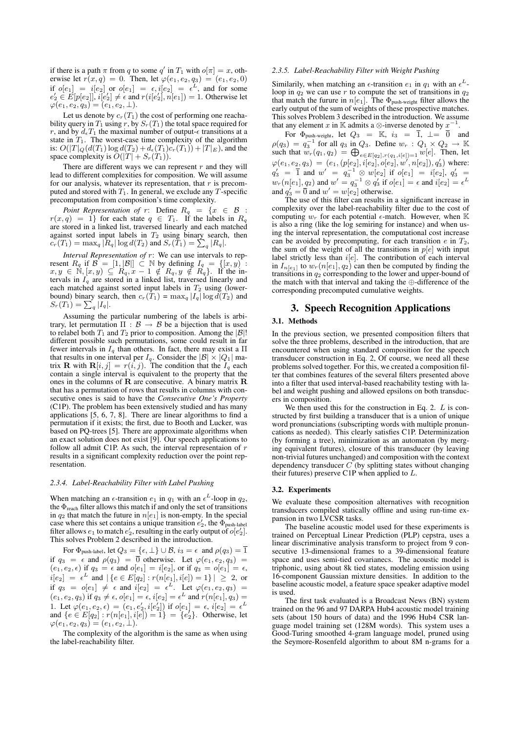if there is a path $\pi$ from $q$ to some $q'$ in $T_1$ with $o[\pi] = x$, otherwise let $r(x, q) = 0$. Then, let $\varphi(e_1, e_2, q_3) = (e_1, e_2, 0)$ if $o[e_1] = i[e_2]$ or $o[e_1] = \epsilon, i[e_2] = \epsilon^L$, and for some $e_2' \in E[p[e_2]], i[e_2'] \neq \epsilon$ and $r(i[e_2'], n[e_1]) = 1$. Otherwise let $\varphi(e_1, e_2, q_3) = (e_1, e_2, \perp)$.

Let us denote by $c_r(T_1)$ the cost of performing one reachability query in $T_1$ using $r$, by $S_r(T_1)$ the total space required for $r$, and by $d_\epsilon T_1$ the maximal number of output-$\epsilon$ transitions at a state in $T_1$. The worst-case time complexity of the algorithm is: $O(|T|_Q(d(T_1) \log d(T_2) + d_\epsilon(T_1) c_r(T_1)) + |T|_E)$, and the space complexity is $O(|T| + S_r(T_1))$.

There are different ways we can represent $r$ and they will lead to different complexities for composition. We will assume for our analysis, whatever its representation, that $r$ is precomputed and stored with $T_1$. In general, we exclude any $T$-specific precomputation from composition's time complexity.

*Point Representation of* $r$: Define $R_q = \{x \in \mathcal{B} : r(x, q) = 1\}$ for each state $q \in T_1$. If the labels in $R_q$ are stored in a linked list, traversed linearly and each matched against sorted input labels in $T_2$ using binary search, then $c_r(T_1) = \max_q |R_q| \log d(T_2)$ and $S_r(T_1) = \sum_q |R_q|$.

*Interval Representation of* $r$: We can use intervals to represent $R_q$ if $\mathcal{B} = [1, |\mathcal{B}|] \subset \mathbb{N}$ by defining $I_q = \{[x, y) : x, y \in \mathbb{N}, [x, y) \subseteq R_q, x - 1 \notin R_q, y \notin R_q\}$. If the intervals in $I_q$ are stored in a linked list, traversed linearly and each matched against sorted input labels in $T_2$ using (lower-bound) binary search, then $c_r(T_1) = \max_q |I_q| \log d(T_2)$ and $S_r(T_1) = \sum_q |I_q|$.

Assuming the particular numbering of the labels is arbitrary, let permutation $\Pi : \mathcal{B} \to \mathcal{B}$ be a bijection that is used to relabel both $T_1$ and $T_2$ prior to composition. Among the $|\mathcal{B}|!$ different possible such permutations, some could result in far fewer intervals in $I_q$ than others. In fact, there may exist a $\Pi$ that results in one interval per $I_q$. Consider the $|\mathcal{B}| \times |Q_1|$ matrix $\mathbf{R}$ with $\mathbf{R}[i, j] = r(i, j)$. The condition that the $I_q$ each contain a single interval is equivalent to the property that the ones in the columns of $\mathbf{R}$ are consecutive. A binary matrix $\mathbf{R}$ that has a permutation of rows that results in columns with consecutive ones is said to have the *Consecutive One's Property* (C1P). The problem has been extensively studied and has many applications [5, 6, 7, 8]. There are linear algorithms to find a permutation if it exists; the first, due to Booth and Lucker, was based on PQ-trees [5]. There are approximate algorithms when an exact solution does not exist [9]. Our speech applications to follow all admit C1P. As such, the interval representaion of $r$ results in a significant complexity reduction over the point representation.

#### 2.3.4. Label-Reachability Filter with Label Pushing

When matching an $\epsilon$-transition $e_1$ in $q_1$ with an $\epsilon^L$-loop in $q_2$, the $\Phi_{\text{reach}}$ filter allows this match if and only the set of transitions in $q_2$ that match the future in $n[e_1]$ is non-empty. In the special case where this set contains a unique transition $e_2'$, the $\Phi_{\text{push-label}}$ filter allows $e_1$ to match $e_2'$, resulting in the early output of $o[e_2']$. This solves Problem 2 described in the introduction.

For $\Phi_{\text{push-label}}$, let $Q_3 = \{\epsilon, \perp\} \cup \mathcal{B}$, $i_3 = \epsilon$ and $\rho(q_3) = \overline{1}$ if $q_3 = \epsilon$ and $\rho(q_3) = \overline{0}$ otherwise. Let $\varphi(e_1, e_2, q_3) = (e_1, e_2, \epsilon)$ if $q_3 = \epsilon$ and $o[e_1] = i[e_2]$, or if $q_3 = o[e_1] = \epsilon$, $i[e_2] = \epsilon^L$ and $|\{e \in E[q_2] : r(n[e_1], i[e]) = 1\}| \geq 2$, or if $q_3 = o[e_1] \neq \epsilon$ and $i[e_2] = \epsilon^L$. Let $\varphi(e_1, e_2, q_3) = (e_1, e_2, q_3)$ if $q_3 \neq \epsilon$, $o[e_1] = \epsilon$, $i[e_2] = \epsilon^L$ and $r(n[e_1], q_3) = 1$. Let $\varphi(e_1, e_2, \epsilon) = (e_1, e_2', i[e_2'])$ if $o[e_1] = \epsilon$, $i[e_2] = \epsilon^L$ and $\{e \in E[q_2] : r(n[e_1], i[e]) = 1\} = \{e_2'\}$. Otherwise, let $\varphi(e_1, e_2, q_3) = (e_1, e_2, \perp)$.

The complexity of the algorithm is the same as when using the label-reachability filter.

#### 2.3.5. Label-Reachability Filter with Weight Pushing

Similarily, when matching an $\epsilon$-transition $e_1$ in $q_1$ with an $\epsilon^L$-loop in $q_2$ we can use $r$ to compute the set of transitions in $q_2$ that match the furure in $n[e_1]$. The $\Phi_{\text{push-weight}}$ filter allows the early output of the sum of weights of these prospective matches. This solves Problem 3 described in the introduction. We assume that any element $x$ in $\mathbb{K}$ admits a $\otimes$-inverse denoted by $x^{-1}$.

For $\Phi_{\text{push-weight}}$, let $Q_3 = \mathbb{K}$, $i_3 = \overline{1}$, $\perp = \overline{0}$ and $\rho(q_3) = q_3^{-1}$ for all $q_3$ in $Q_3$. Define $w_r : Q_1 \times Q_2 \to \mathbb{K}$ such that $w_r(q_1, q_2) = \bigoplus_{e \in E[q_2], r(q_1, i[e]) = 1} w[e]$. Then, let $\varphi(e_1, e_2, q_3) = (e_1, (p[e_2], i[e_2], o[e_2], w', n[e_2]), q_3')$ where: $q_3' = \overline{1}$ and $w' = q_3^{-1} \otimes w[e_2]$ if $o[e_1] = i[e_2]$, $q_3' = w_r(n[e_1], q_2)$ and $w' = q_3^{-1} \otimes q_3'$ if $o[e_1] = \epsilon$ and $i[e_2] = \epsilon^L$ and $q_3' = \overline{0}$ and $w' = w[e_2]$ otherwise.

The use of this filter can results in a significant increase in complexity over the label-reachability filter due to the cost of computing $w_r$ for each potential $\epsilon$-match. However, when $\mathbb{K}$ is also a ring (like the log semiring for instance) and when using the interval representation, the computational cost increase can be avoided by precomputing, for each transition $e$ in $T_2$, the sum of the weight of all the transitions in $p[e]$ with input label strictly less than $i[e]$. The contribution of each interval in $I_{n[e_1]}$ to $w_r(n[e_1], q_2)$ can then be computed by finding the transitions in $q_2$ corresponding to the lower and upper-bound of the match with that interval and taking the $\oplus$-difference of the corresponding precomputed cumulative weights.

## 3. Speech Recognition Applications

### 3.1. Methods

In the previous section, we presented composition filters that solve the three problems, described in the introduction, that are encountered when using standard composition for the speech transducer construction in Eq. 2, Of course, we need all these problems solved together. For this, we created a composition filter that combines features of the several filters presented above into a filter that used interval-based reachability testing with label and weight pushing and allowed epsilons on both transducers in composition.

We then used this for the construction in Eq. 2. $L$ is constructed by first building a transducer that is a union of unique word pronunciations (subscripting words with multiple pronuncations as needed). This clearly satisfies C1P. Determinization (by forming a tree), minimization as an automaton (by merging equivalent futures), closure of this transducer (by leaving non-trivial futures unchanged) and composition with the context dependency transducer $C$ (by splitting states without changing their futures) preserve C1P when applied to $L$.

### 3.2. Experiments

We evaluate these composition alternatives with recognition transducers compiled statically offline and using run-time expansion in two LVCSR tasks.

The baseline acoustic model used for these experiments is trained on Perceptual Linear Prediction (PLP) cepstra, uses a linear discriminative analysis transform to project from 9 consecutive 13-dimensional frames to a 39-dimensional feature space and uses semi-tied covarianecs. The acoustic model is triphonic, using about 8k tied states, modeling emission using 16-component Gaussian mixture densities. In addition to the baseline acoustic model, a feature space speaker adaptive model is used.

The first task evaluated is a Broadcast News (BN) system trained on the 96 and 97 DARPA Hub4 acoustic model training sets (about 150 hours of data) and the 1996 Hub4 CSR language model training set (128M words). This system uses a Good-Turing smoothed 4-gram language model, pruned using the Seymore-Rosenfeld algorithm to about 8M n-grams for a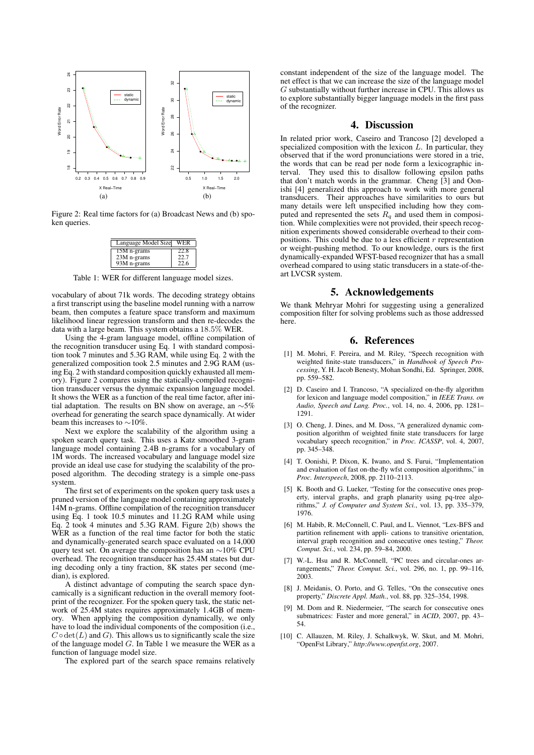Word Error Rate

24 23 22 21 20 19 18

0.2 0.3 0.4 0.5 0.6 0.7 0.8 0.9

X Real–Time

static
dynamic

(a)

Word Error Rate

32 30 28 26 24 22

0.5 1.0 1.5 2.0

X Real–Time

static
dynamic

(b)

Figure 2: Real time factors for (a) Broadcast News and (b) spoken queries.

| Language Model Size | WER |
|---|---|
| 15M n-grams | 22.8 |
| 23M n-grams | 22.7 |
| 93M n-grams | 22.6 |

Table 1: WER for different language model sizes.

vocabulary of about 71k words. The decoding strategy obtains a first transcript using the baseline model running with a narrow beam, then computes a feature space transform and maximum likelihood linear regression transform and then re-decodes the data with a large beam. This system obtains a $18.5\%$ WER.

Using the 4-gram language model, offline compilation of the recognition transducer using Eq. 1 with standard composition took 7 minutes and 5.3G RAM, while using Eq. 2 with the generalized composition took 2.5 minutes and 2.9G RAM (using Eq. 2 with standard composition quickly exhausted all memory). Figure 2 compares using the statically-compiled recognition transducer versus the dynmaic expansion language model. It shows the WER as a function of the real time factor, after initial adaptation. The results on BN show on average, an $\sim$5% overhead for generating the search space dynamically. At wider beam this increases to $\sim$10%.

Next we explore the scalability of the algorithm using a spoken search query task. This uses a Katz smoothed 3-gram language model containing 2.4B n-grams for a vocabulary of 1M words. The increased vocabulary and language model size provide an ideal use case for studying the scalability of the proposed algorithm. The decoding strategy is a simple one-pass system.

The first set of experiments on the spoken query task uses a pruned version of the language model containing approximately 14M n-grams. Offline compilation of the recognition transducer using Eq. 1 took 10.5 minutes and 11.2G RAM while using Eq. 2 took 4 minutes and 5.3G RAM. Figure 2(b) shows the WER as a function of the real time factor for both the static and dynamically-generated search space evaluated on a 14,000 query test set. On average the composition has an $\sim$10% CPU overhead. The recognition transducer has 25.4M states but during decoding only a tiny fraction, 8K states per second (median), is explored.

A distinct advantage of computing the search space dyncamically is a significant reduction in the overall memory footprint of the recognizer. For the spoken query task, the static network of 25.4M states requires approximately 1.4GB of memory. When applying the composition dynamically, we only have to load the individual components of the composition (i.e., $C \circ \det(L)$ and $G$). This allows us to significantly scale the size of the language model $G$. In Table 1 we measure the WER as a function of language model size.

The explored part of the search space remains relatively constant independent of the size of the language model. The net effect is that we can increase the size of the language model $G$ substantially without further increase in CPU. This allows us to explore substantially bigger language models in the first pass of the recognizer.

# 4. Discussion

In related prior work, Caseiro and Trancoso [2] developed a specialized composition with the lexicon $L$. In particular, they observed that if the word pronunciations were stored in a trie, the words that can be read per node form a lexicographic interval. They used this to disallow following epsilon paths that don't match words in the grammar. Cheng [3] and Oonishi [4] generalized this approach to work with more general transducers. Their approaches have similarities to ours but many details were left unspecified including how they computed and represented the sets $R_q$ and used them in composition. While complexities were not provided, their speech recognition experiments showed considerable overhead to their compositions. This could be due to a less efficient $r$ representation or weight-pushing method. To our knowledge, ours is the first dynamically-expanded WFST-based recognizer that has a small overhead compared to using static transducers in a state-of-the-art LVCSR system.

# 5. Acknowledgements

We thank Mehryar Mohri for suggesting using a generalized composition filter for solving problems such as those addressed here.

# 6. References

[1] M. Mohri, F. Pereira, and M. Riley, "Speech recognition with weighted finite-state transducers," in *Handbook of Speech Processing*, Y. H. Jacob Benesty, Mohan Sondhi, Ed. Springer, 2008, pp. 559–582.

[2] D. Caseiro and I. Trancoso, "A specialized on-the-fly algorithm for lexicon and language model composition," in *IEEE Trans. on Audio, Speech and Lang. Proc.*, vol. 14, no. 4, 2006, pp. 1281–1291.

[3] O. Cheng, J. Dines, and M. Doss, "A generalized dynamic composition algorithm of weighted finite state transducers for large vocabulary speech recognition," in *Proc. ICASSP*, vol. 4, 2007, pp. 345–348.

[4] T. Oonishi, P. Dixon, K. Iwano, and S. Furui, "Implementation and evaluation of fast on-the-fly wfst composition algorithms," in *Proc. Interspeech*, 2008, pp. 2110–2113.

[5] K. Booth and G. Lueker, "Testing for the consecutive ones property, interval graphs, and graph planarity using pq-tree algorithms," *J. of Computer and System Sci.*, vol. 13, pp. 335–379, 1976.

[6] M. Habib, R. McConnell, C. Paul, and L. Viennot, "Lex-BFS and partition refinement with appli- cations to transitive orientation, interval graph recognition and consecutive ones testing," *Theor. Comput. Sci.*, vol. 234, pp. 59–84, 2000.

[7] W.-L. Hsu and R. McConnell, "PC trees and circular-ones arrangements," *Theor. Comput. Sci.*, vol. 296, no. 1, pp. 99–116, 2003.

[8] J. Meidanis, O. Porto, and G. Telles, "On the consecutive ones property," *Discrete Appl. Math.*, vol. 88, pp. 325–354, 1998.

[9] M. Dom and R. Niedermeier, "The search for consecutive ones submatrices: Faster and more general," in *ACID*, 2007, pp. 43–54.

[10] C. Allauzen, M. Riley, J. Schalkwyk, W. Skut, and M. Mohri, "OpenFst Library," *http://www.openfst.org*, 2007.